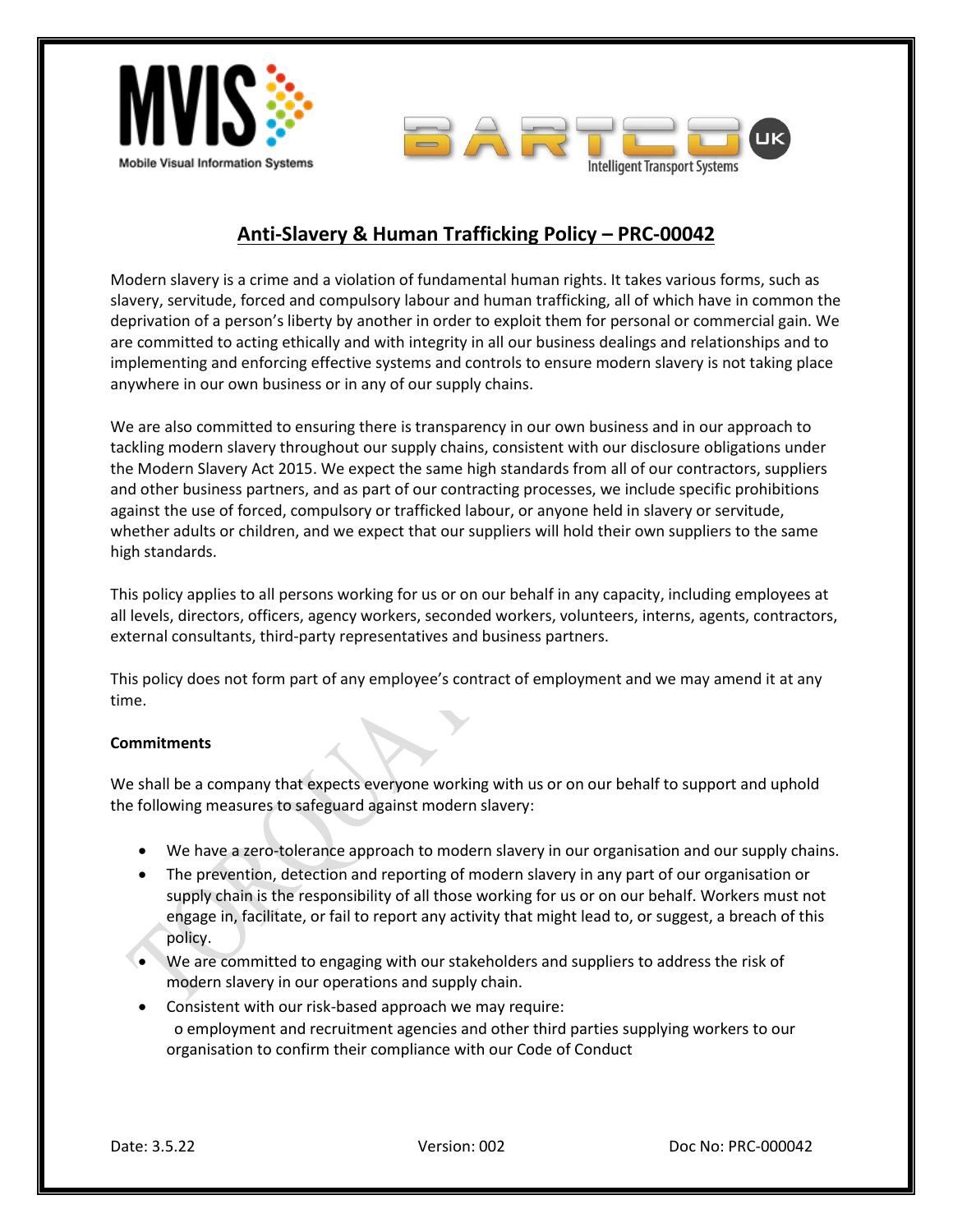# Anti-Slavery & Human Trafficking Policy – PRC-00042

Modern slavery is a crime and a violation of fundamental human rights. It takes various forms, such as slavery, servitude, forced and compulsory labour and human trafficking, all of which have in common the deprivation of a person's liberty by another in order to exploit them for personal or commercial gain. We are committed to acting ethically and with integrity in all our business dealings and relationships and to implementing and enforcing effective systems and controls to ensure modern slavery is not taking place anywhere in our own business or in any of our supply chains.

We are also committed to ensuring there is transparency in our own business and in our approach to tackling modern slavery throughout our supply chains, consistent with our disclosure obligations under the Modern Slavery Act 2015. We expect the same high standards from all of our contractors, suppliers and other business partners, and as part of our contracting processes, we include specific prohibitions against the use of forced, compulsory or trafficked labour, or anyone held in slavery or servitude, whether adults or children, and we expect that our suppliers will hold their own suppliers to the same high standards.

This policy applies to all persons working for us or on our behalf in any capacity, including employees at all levels, directors, officers, agency workers, seconded workers, volunteers, interns, agents, contractors, external consultants, third-party representatives and business partners.

This policy does not form part of any employee's contract of employment and we may amend it at any time.

**Commitments**

We shall be a company that expects everyone working with us or on our behalf to support and uphold the following measures to safeguard against modern slavery:

- We have a zero-tolerance approach to modern slavery in our organisation and our supply chains.
- The prevention, detection and reporting of modern slavery in any part of our organisation or supply chain is the responsibility of all those working for us or on our behalf. Workers must not engage in, facilitate, or fail to report any activity that might lead to, or suggest, a breach of this policy.
- We are committed to engaging with our stakeholders and suppliers to address the risk of modern slavery in our operations and supply chain.
- Consistent with our risk-based approach we may require:
  - employment and recruitment agencies and other third parties supplying workers to our organisation to confirm their compliance with our Code of Conduct

Date: 3.5.22 | Version: 002 | Doc No: PRC-000042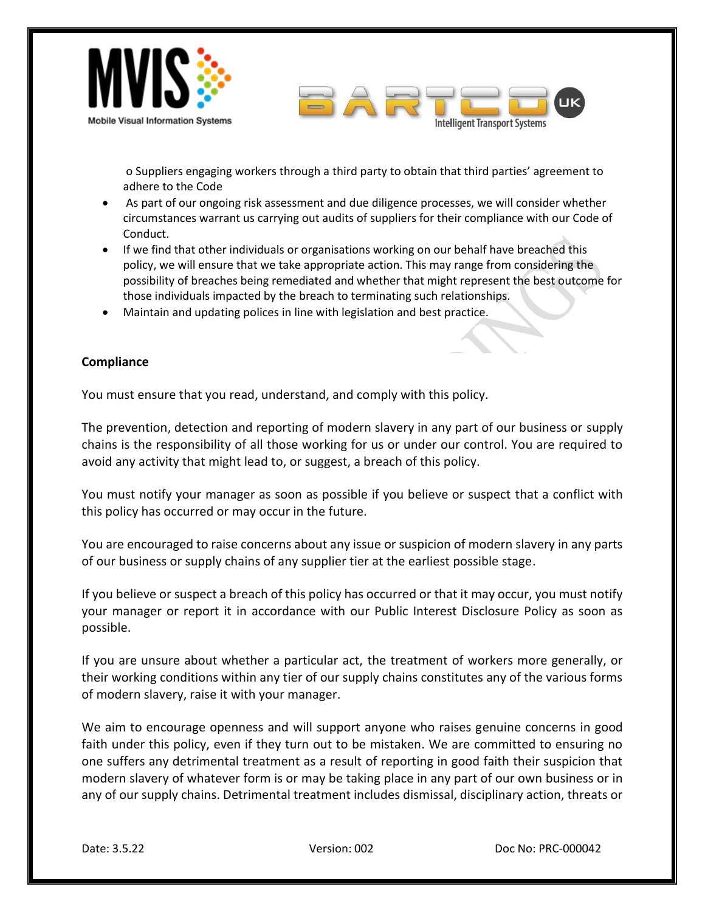o Suppliers engaging workers through a third party to obtain that third parties' agreement to adhere to the Code

- As part of our ongoing risk assessment and due diligence processes, we will consider whether circumstances warrant us carrying out audits of suppliers for their compliance with our Code of Conduct.
- If we find that other individuals or organisations working on our behalf have breached this policy, we will ensure that we take appropriate action. This may range from considering the possibility of breaches being remediated and whether that might represent the best outcome for those individuals impacted by the breach to terminating such relationships.
- Maintain and updating polices in line with legislation and best practice.

**Compliance**

You must ensure that you read, understand, and comply with this policy.

The prevention, detection and reporting of modern slavery in any part of our business or supply chains is the responsibility of all those working for us or under our control. You are required to avoid any activity that might lead to, or suggest, a breach of this policy.

You must notify your manager as soon as possible if you believe or suspect that a conflict with this policy has occurred or may occur in the future.

You are encouraged to raise concerns about any issue or suspicion of modern slavery in any parts of our business or supply chains of any supplier tier at the earliest possible stage.

If you believe or suspect a breach of this policy has occurred or that it may occur, you must notify your manager or report it in accordance with our Public Interest Disclosure Policy as soon as possible.

If you are unsure about whether a particular act, the treatment of workers more generally, or their working conditions within any tier of our supply chains constitutes any of the various forms of modern slavery, raise it with your manager.

We aim to encourage openness and will support anyone who raises genuine concerns in good faith under this policy, even if they turn out to be mistaken. We are committed to ensuring no one suffers any detrimental treatment as a result of reporting in good faith their suspicion that modern slavery of whatever form is or may be taking place in any part of our own business or in any of our supply chains. Detrimental treatment includes dismissal, disciplinary action, threats or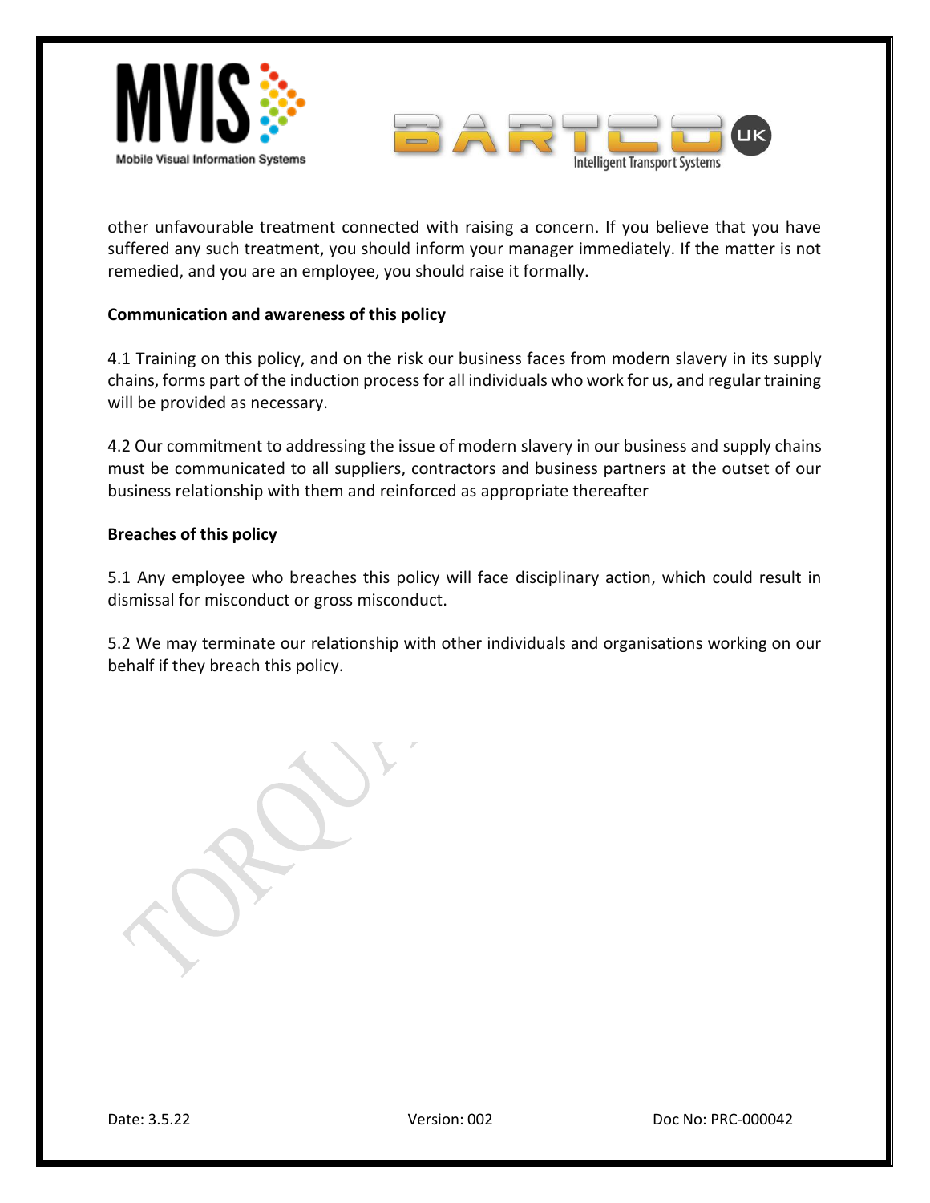other unfavourable treatment connected with raising a concern. If you believe that you have suffered any such treatment, you should inform your manager immediately. If the matter is not remedied, and you are an employee, you should raise it formally.

**Communication and awareness of this policy**

4.1 Training on this policy, and on the risk our business faces from modern slavery in its supply chains, forms part of the induction process for all individuals who work for us, and regular training will be provided as necessary.

4.2 Our commitment to addressing the issue of modern slavery in our business and supply chains must be communicated to all suppliers, contractors and business partners at the outset of our business relationship with them and reinforced as appropriate thereafter

**Breaches of this policy**

5.1 Any employee who breaches this policy will face disciplinary action, which could result in dismissal for misconduct or gross misconduct.

5.2 We may terminate our relationship with other individuals and organisations working on our behalf if they breach this policy.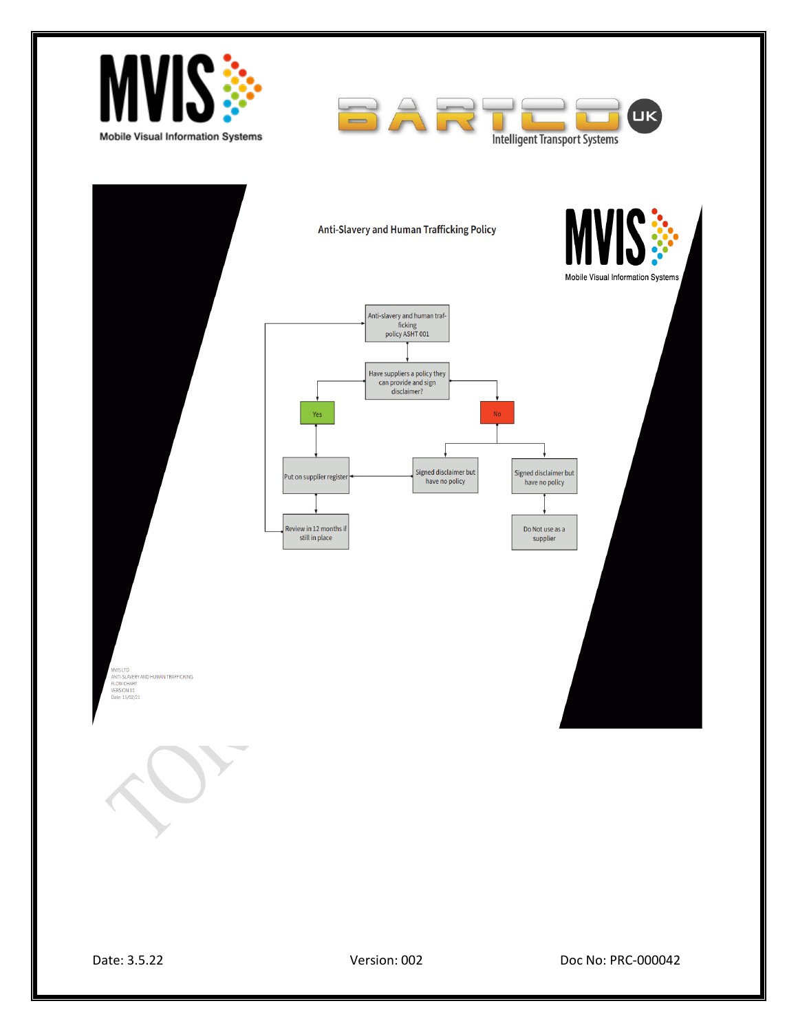## Anti-Slavery and Human Trafficking Policy

- Anti-slavery and human trafficking policy ASHT 001
- Have suppliers a policy they can provide and sign disclaimer?
  - Yes
    - Put on supplier register
    - Review in 12 months if still in place
  - No
    - Signed disclaimer but have no policy → Put on supplier register
    - Signed disclaimer but have no policy → Do Not use as a supplier

MVIS LTD
ANTI-SLAVERY AND HUMAN TRAFFICKING
FLOW CHART
VERSION 01
Date: 15/02/21

Date: 3.5.22 | Version: 002 | Doc No: PRC-000042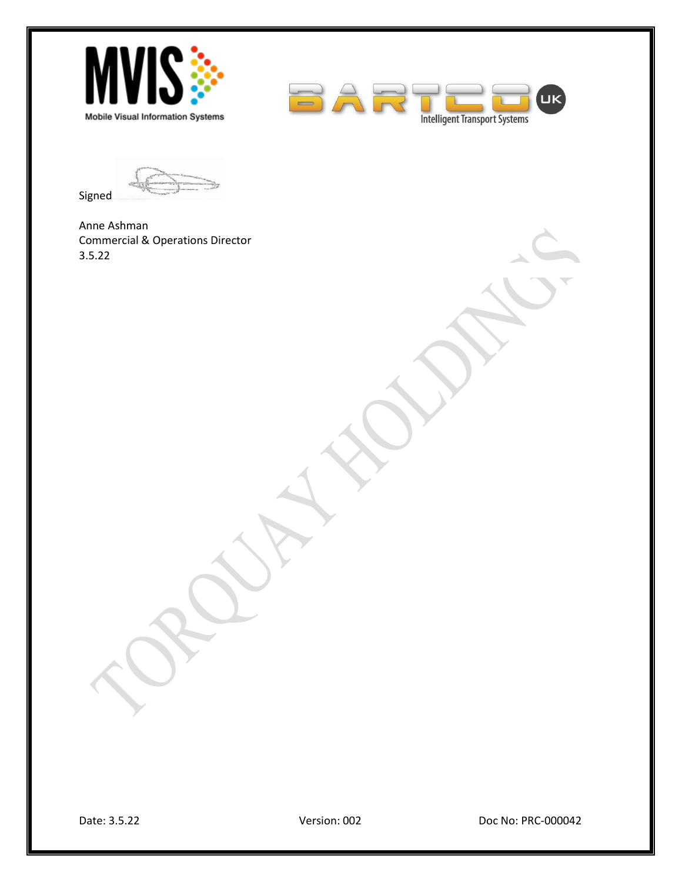Signed

Anne Ashman
Commercial & Operations Director
3.5.22